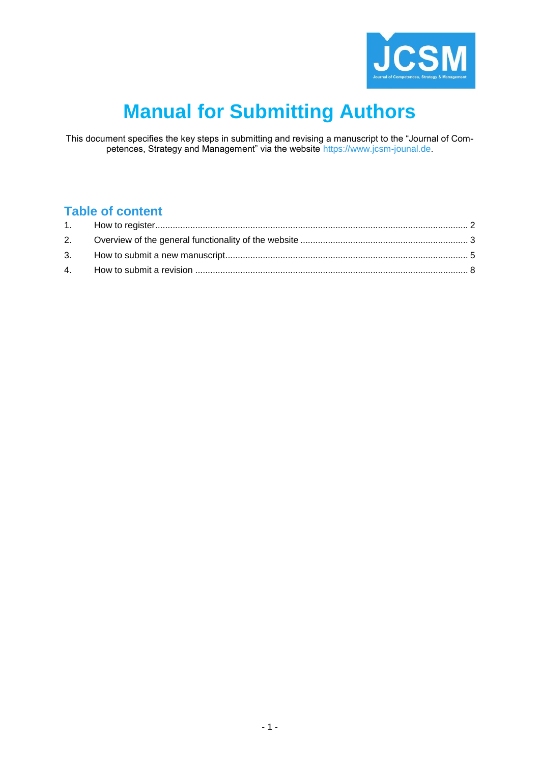# Manual for Submitting Authors

This document specifies the key steps in submitting and revising a manuscript to the "Journal of Competences, Strategy and Management" via the website https://www.jcsm-jounal.de.

## Table of content

1. How to register ........ 2
2. Overview of the general functionality of the website ........ 3
3. How to submit a new manuscript ........ 5
4. How to submit a revision ........ 8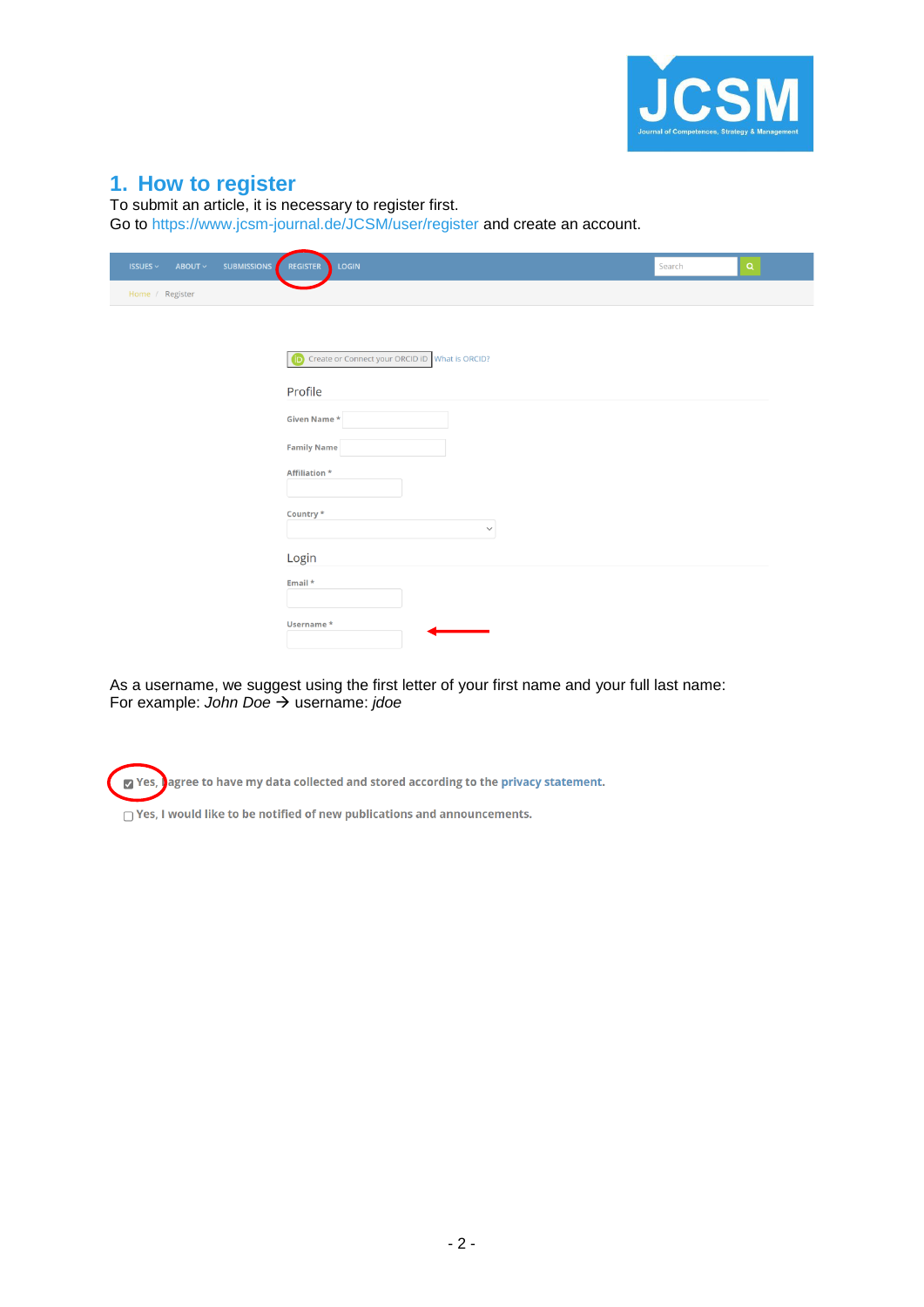## 1. How to register

To submit an article, it is necessary to register first.
Go to https://www.jcsm-journal.de/JCSM/user/register and create an account.

ISSUES ABOUT SUBMISSIONS REGISTER LOGIN

Home / Register

Create or Connect your ORCID iD What is ORCID?

Profile

Given Name *

Family Name

Affiliation *

Country *

Login

Email *

Username *

As a username, we suggest using the first letter of your first name and your full last name:
For example: *John Doe* → username: *jdoe*

☑ Yes, I agree to have my data collected and stored according to the privacy statement.

☐ Yes, I would like to be notified of new publications and announcements.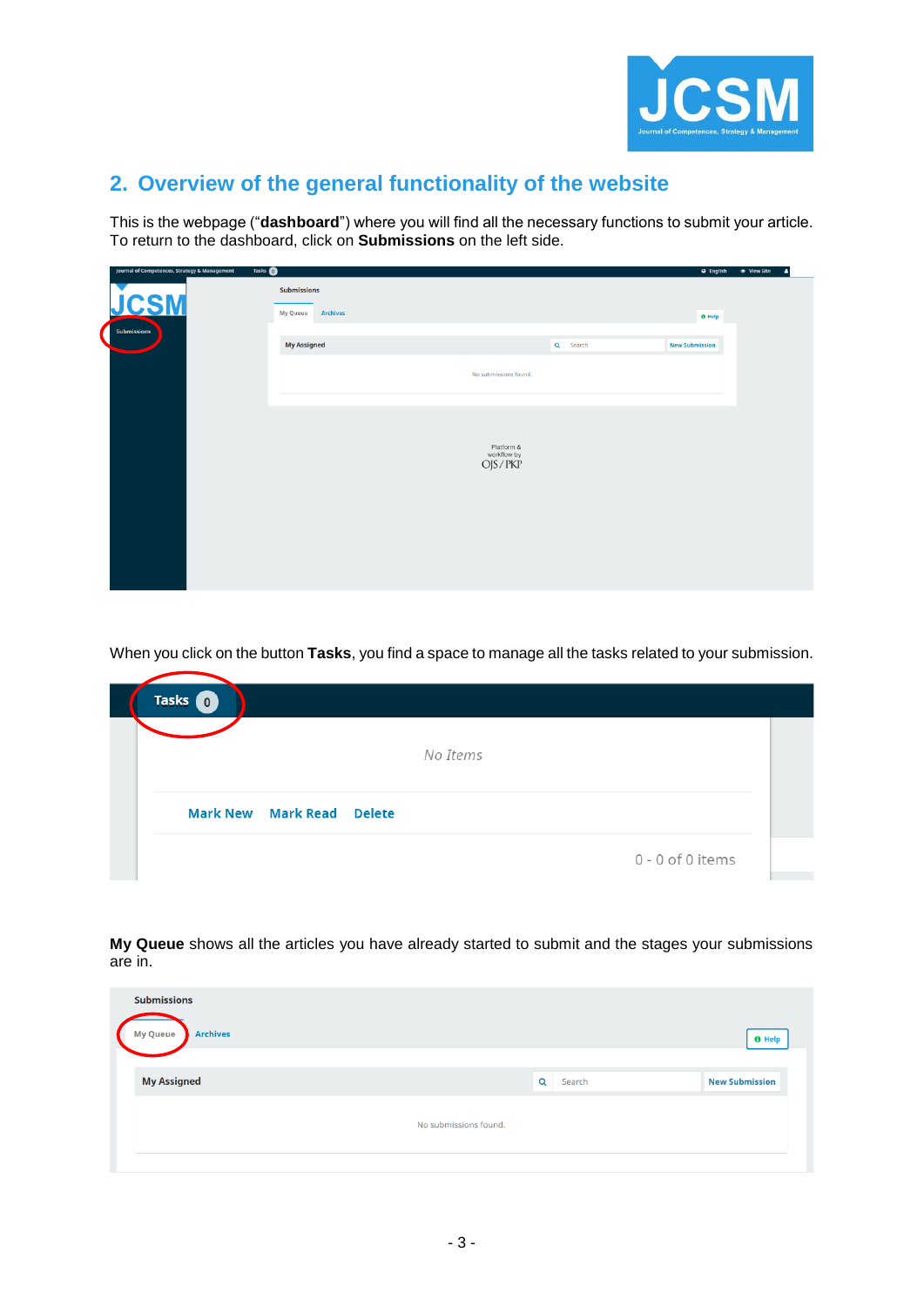## 2. Overview of the general functionality of the website

This is the webpage ("**dashboard**") where you will find all the necessary functions to submit your article. To return to the dashboard, click on **Submissions** on the left side.

When you click on the button **Tasks**, you find a space to manage all the tasks related to your submission.

**My Queue** shows all the articles you have already started to submit and the stages your submissions are in.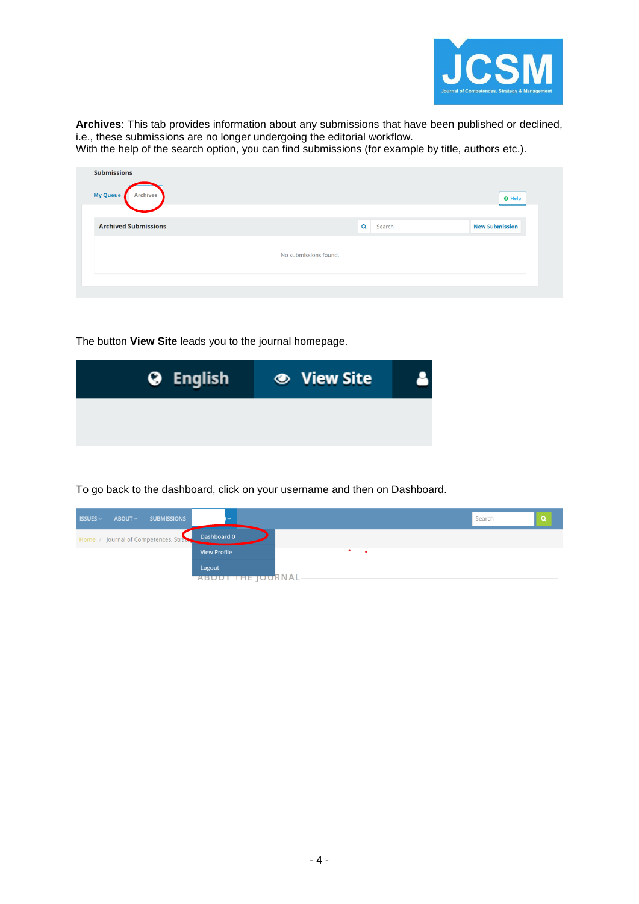**Archives**: This tab provides information about any submissions that have been published or declined, i.e., these submissions are no longer undergoing the editorial workflow.
With the help of the search option, you can find submissions (for example by title, authors etc.).

The button **View Site** leads you to the journal homepage.

To go back to the dashboard, click on your username and then on Dashboard.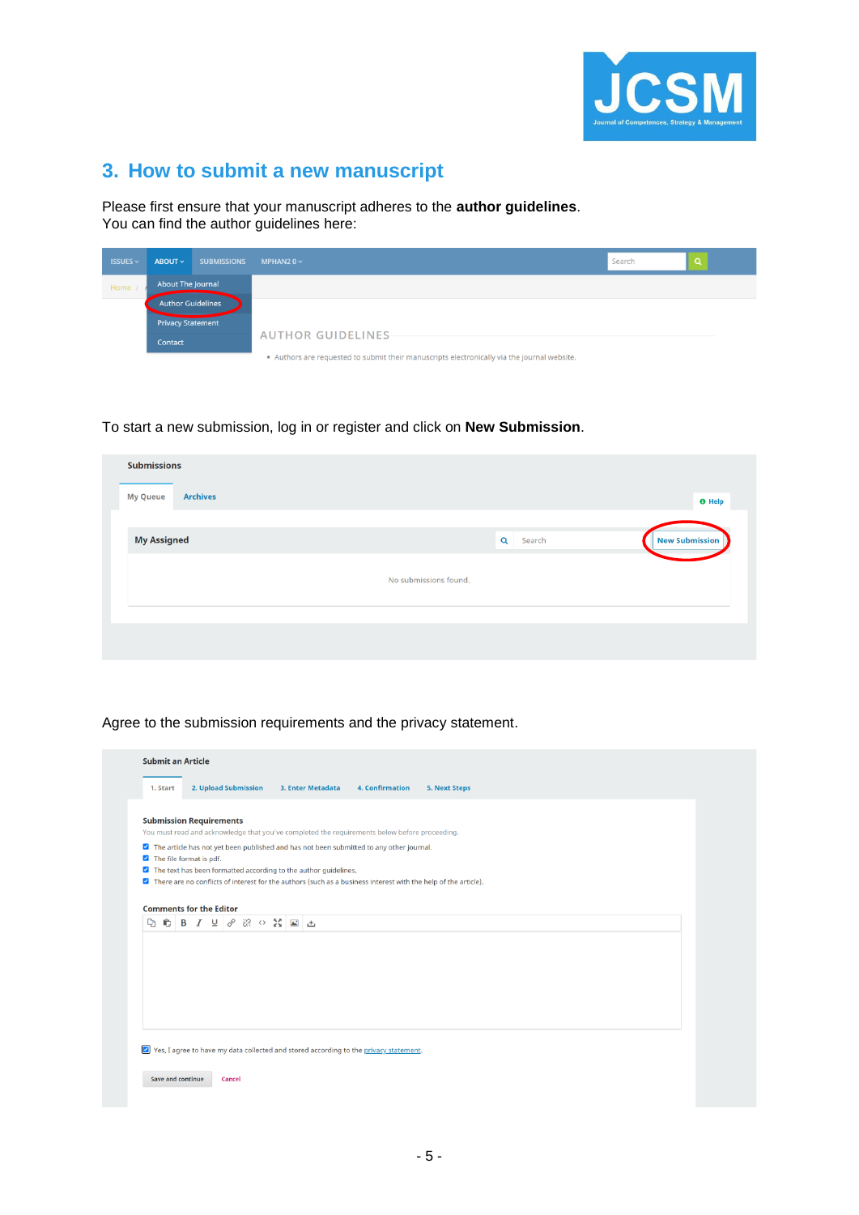## 3. How to submit a new manuscript

Please first ensure that your manuscript adheres to the **author guidelines**.
You can find the author guidelines here:

To start a new submission, log in or register and click on **New Submission**.

Agree to the submission requirements and the privacy statement.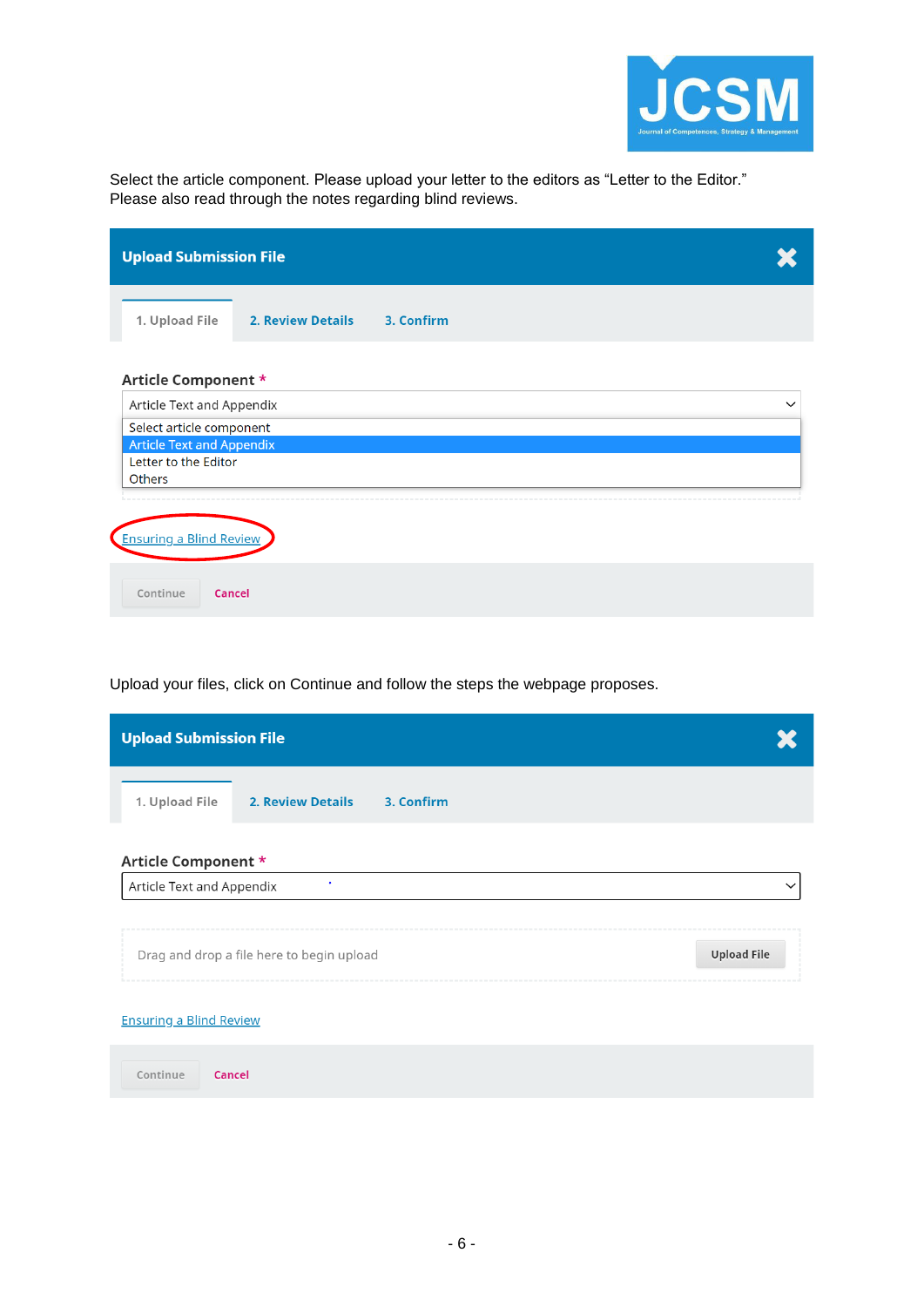Select the article component. Please upload your letter to the editors as “Letter to the Editor.” Please also read through the notes regarding blind reviews.

**Upload Submission File**

1. Upload File
2. Review Details
3. Confirm

**Article Component** *

Article Text and Appendix

- Select article component
- Article Text and Appendix
- Letter to the Editor
- Others

Ensuring a Blind Review

Continue | Cancel

Upload your files, click on Continue and follow the steps the webpage proposes.

**Upload Submission File**

1. Upload File
2. Review Details
3. Confirm

**Article Component** *

Article Text and Appendix

Drag and drop a file here to begin upload | Upload File

Ensuring a Blind Review

Continue | Cancel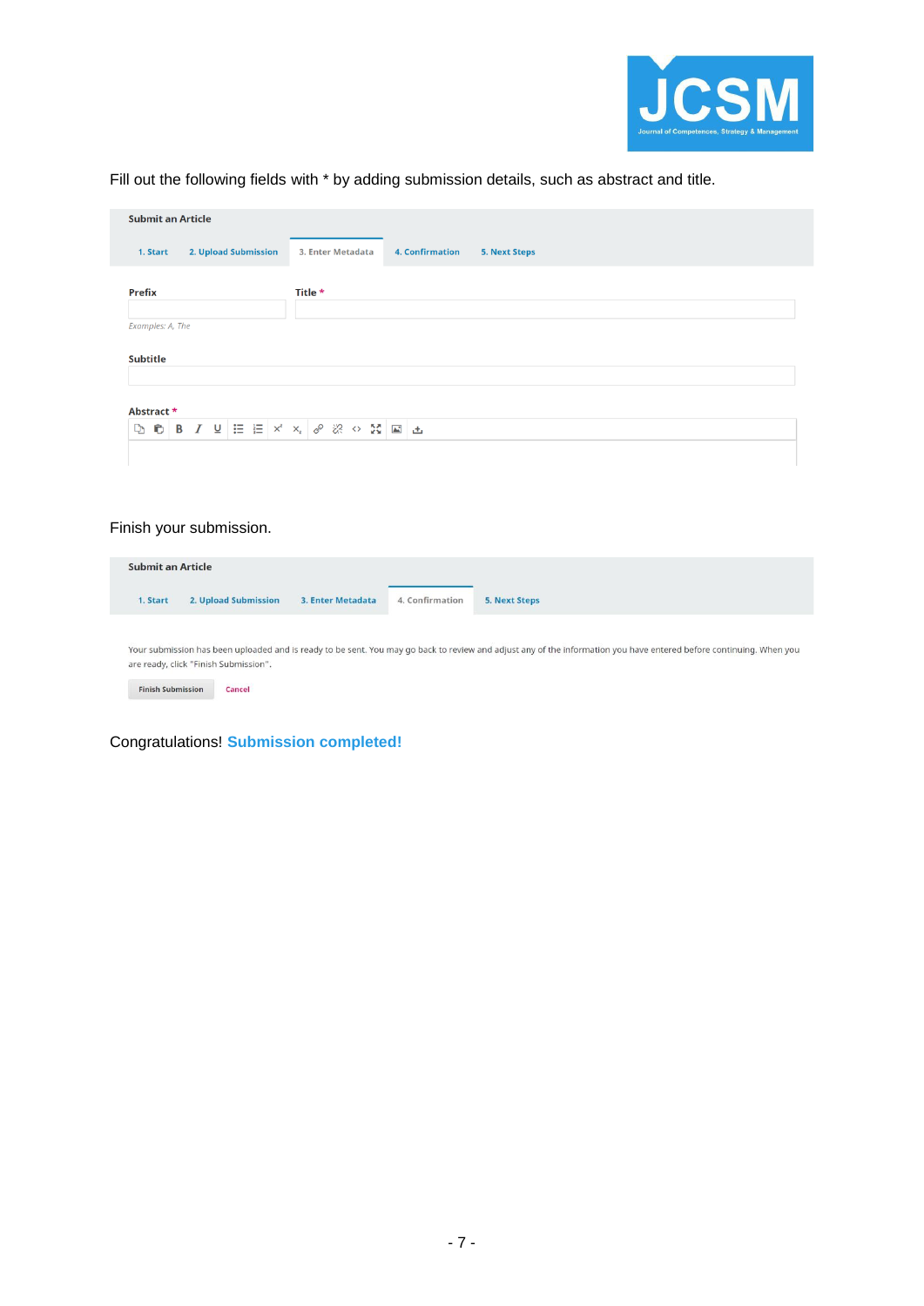Fill out the following fields with * by adding submission details, such as abstract and title.

**Submit an Article**

1. Start 2. Upload Submission 3. Enter Metadata 4. Confirmation 5. Next Steps

Prefix

Examples: A, The

Title *

Subtitle

Abstract *

Finish your submission.

**Submit an Article**

1. Start 2. Upload Submission 3. Enter Metadata 4. Confirmation 5. Next Steps

Your submission has been uploaded and is ready to be sent. You may go back to review and adjust any of the information you have entered before continuing. When you are ready, click "Finish Submission".

Finish Submission Cancel

Congratulations! **Submission completed!**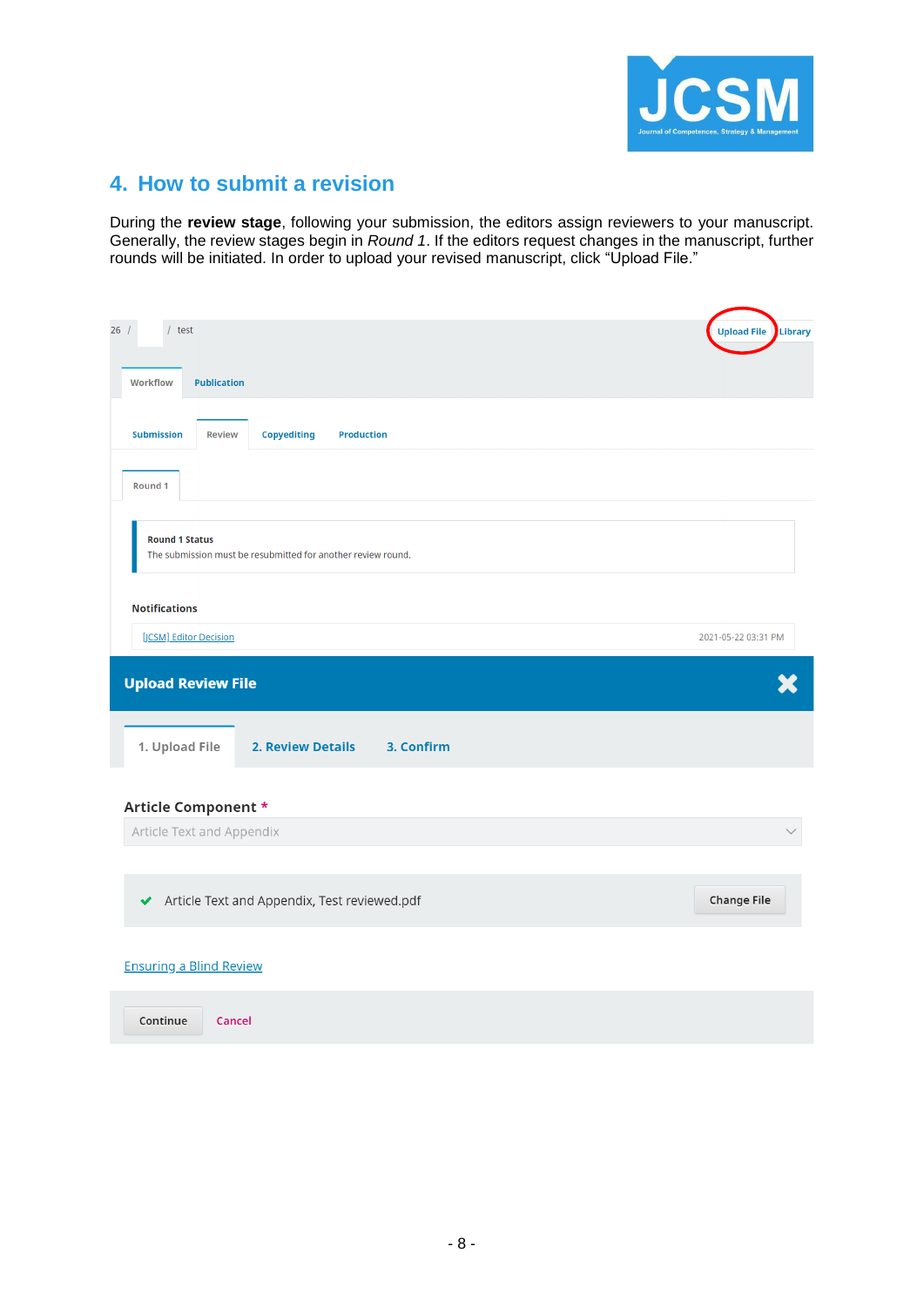## 4. How to submit a revision

During the **review stage**, following your submission, the editors assign reviewers to your manuscript. Generally, the review stages begin in *Round 1*. If the editors request changes in the manuscript, further rounds will be initiated. In order to upload your revised manuscript, click "Upload File."

26 / / test

Upload File Library

Workflow Publication

Submission Review Copyediting Production

Round 1

**Round 1 Status**
The submission must be resubmitted for another review round.

**Notifications**

[JCSM] Editor Decision 2021-05-22 03:31 PM

**Upload Review File**

1. Upload File 2. Review Details 3. Confirm

**Article Component** *

Article Text and Appendix

Article Text and Appendix, Test reviewed.pdf Change File

Ensuring a Blind Review

Continue Cancel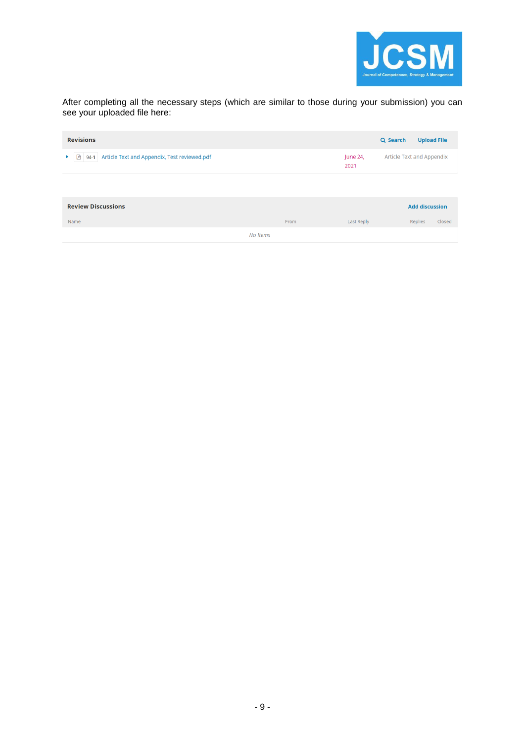After completing all the necessary steps (which are similar to those during your submission) you can see your uploaded file here:

| Revisions | | Search | Upload File |
|---|---|---|---|
| 94-1 Article Text and Appendix, Test reviewed.pdf | June 24, 2021 | Article Text and Appendix | |

**Review Discussions** — Add discussion

| Name | From | Last Reply | Replies | Closed |
|---|---|---|---|---|
| *No Items* | | | | |